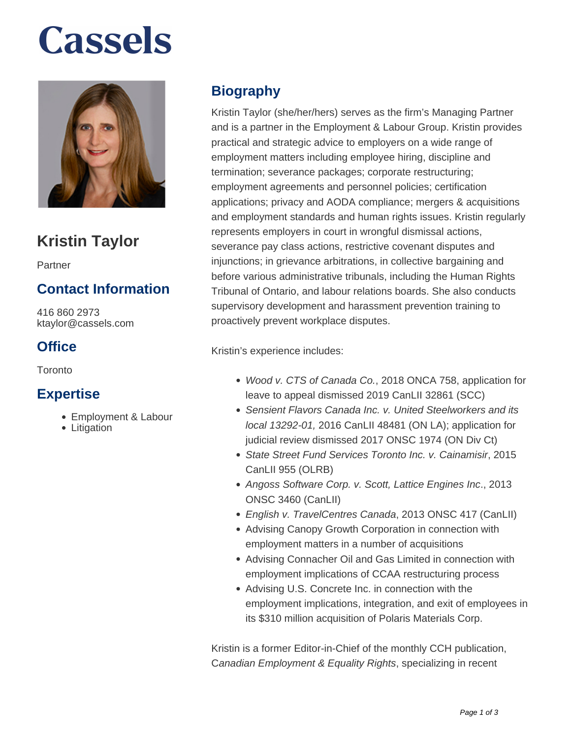# Cassels

## Kristin Taylor

Partner

### Contact Information

416 860 2973
ktaylor@cassels.com

### Office

Toronto

### Expertise

- Employment & Labour
- Litigation

## Biography

Kristin Taylor (she/her/hers) serves as the firm's Managing Partner and is a partner in the Employment & Labour Group. Kristin provides practical and strategic advice to employers on a wide range of employment matters including employee hiring, discipline and termination; severance packages; corporate restructuring; employment agreements and personnel policies; certification applications; privacy and AODA compliance; mergers & acquisitions and employment standards and human rights issues. Kristin regularly represents employers in court in wrongful dismissal actions, severance pay class actions, restrictive covenant disputes and injunctions; in grievance arbitrations, in collective bargaining and before various administrative tribunals, including the Human Rights Tribunal of Ontario, and labour relations boards. She also conducts supervisory development and harassment prevention training to proactively prevent workplace disputes.

Kristin's experience includes:

- *Wood v. CTS of Canada Co.*, 2018 ONCA 758, application for leave to appeal dismissed 2019 CanLII 32861 (SCC)
- *Sensient Flavors Canada Inc. v. United Steelworkers and its local 13292-01,* 2016 CanLII 48481 (ON LA); application for judicial review dismissed 2017 ONSC 1974 (ON Div Ct)
- *State Street Fund Services Toronto Inc. v. Cainamisir*, 2015 CanLII 955 (OLRB)
- *Angoss Software Corp. v. Scott, Lattice Engines Inc*., 2013 ONSC 3460 (CanLII)
- *English v. TravelCentres Canada*, 2013 ONSC 417 (CanLII)
- Advising Canopy Growth Corporation in connection with employment matters in a number of acquisitions
- Advising Connacher Oil and Gas Limited in connection with employment implications of CCAA restructuring process
- Advising U.S. Concrete Inc. in connection with the employment implications, integration, and exit of employees in its $310 million acquisition of Polaris Materials Corp.

Kristin is a former Editor-in-Chief of the monthly CCH publication, *Canadian Employment & Equality Rights*, specializing in recent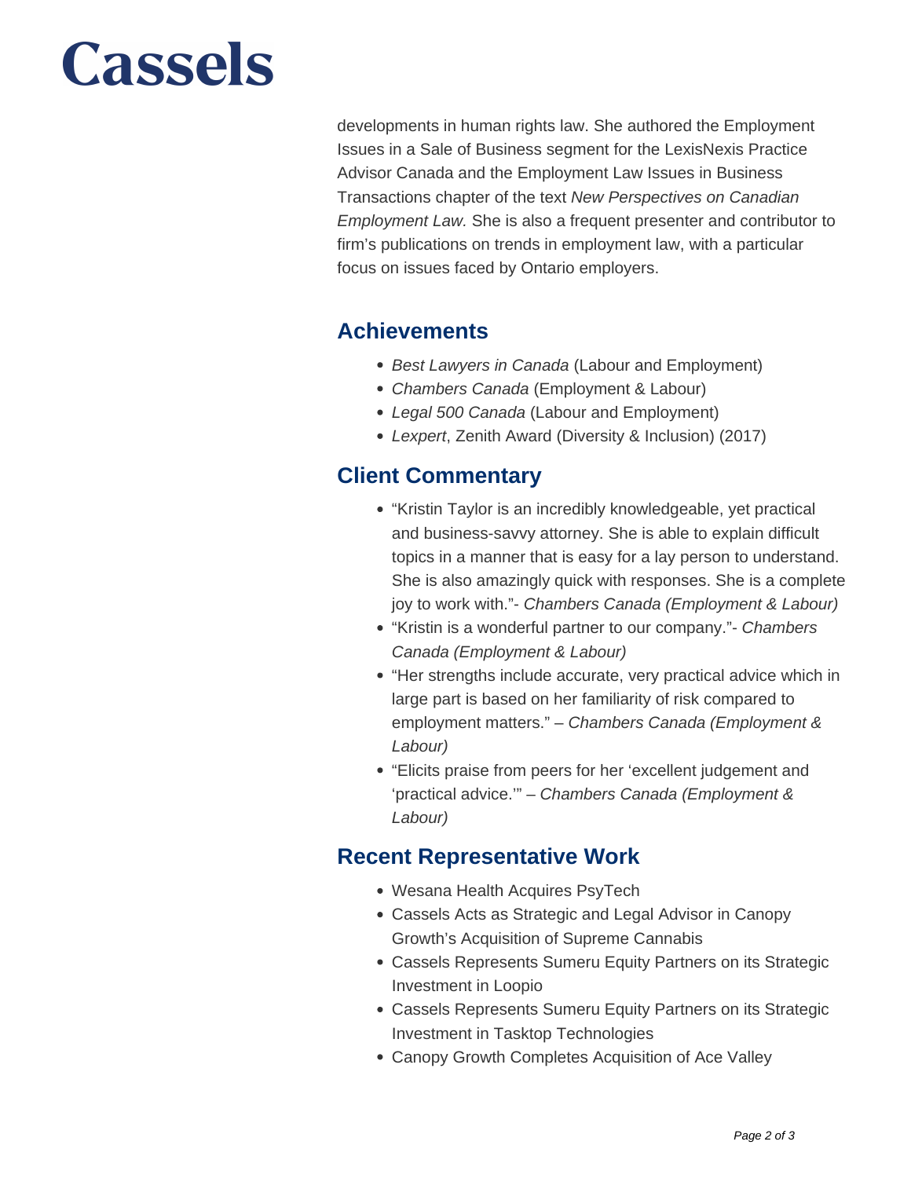developments in human rights law. She authored the Employment Issues in a Sale of Business segment for the LexisNexis Practice Advisor Canada and the Employment Law Issues in Business Transactions chapter of the text *New Perspectives on Canadian Employment Law.* She is also a frequent presenter and contributor to firm's publications on trends in employment law, with a particular focus on issues faced by Ontario employers.

## Achievements

- *Best Lawyers in Canada* (Labour and Employment)
- *Chambers Canada* (Employment & Labour)
- *Legal 500 Canada* (Labour and Employment)
- *Lexpert*, Zenith Award (Diversity & Inclusion) (2017)

## Client Commentary

- "Kristin Taylor is an incredibly knowledgeable, yet practical and business-savvy attorney. She is able to explain difficult topics in a manner that is easy for a lay person to understand. She is also amazingly quick with responses. She is a complete joy to work with."- *Chambers Canada (Employment & Labour)*
- "Kristin is a wonderful partner to our company."- *Chambers Canada (Employment & Labour)*
- "Her strengths include accurate, very practical advice which in large part is based on her familiarity of risk compared to employment matters." – *Chambers Canada (Employment & Labour)*
- "Elicits praise from peers for her 'excellent judgement and 'practical advice.'" – *Chambers Canada (Employment & Labour)*

## Recent Representative Work

- Wesana Health Acquires PsyTech
- Cassels Acts as Strategic and Legal Advisor in Canopy Growth's Acquisition of Supreme Cannabis
- Cassels Represents Sumeru Equity Partners on its Strategic Investment in Loopio
- Cassels Represents Sumeru Equity Partners on its Strategic Investment in Tasktop Technologies
- Canopy Growth Completes Acquisition of Ace Valley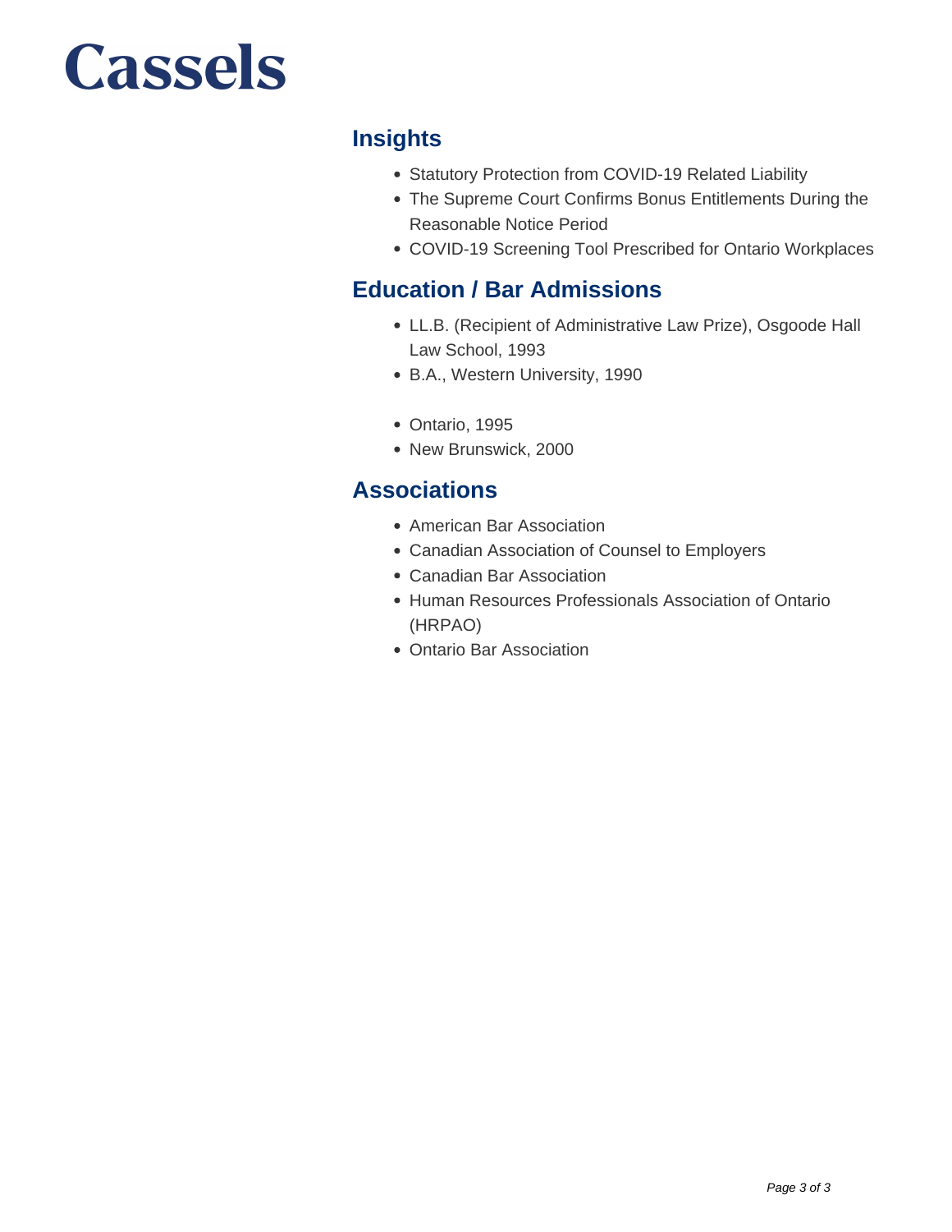## Insights

- Statutory Protection from COVID-19 Related Liability
- The Supreme Court Confirms Bonus Entitlements During the Reasonable Notice Period
- COVID-19 Screening Tool Prescribed for Ontario Workplaces

## Education / Bar Admissions

- LL.B. (Recipient of Administrative Law Prize), Osgoode Hall Law School, 1993
- B.A., Western University, 1990

- Ontario, 1995
- New Brunswick, 2000

## Associations

- American Bar Association
- Canadian Association of Counsel to Employers
- Canadian Bar Association
- Human Resources Professionals Association of Ontario (HRPAO)
- Ontario Bar Association